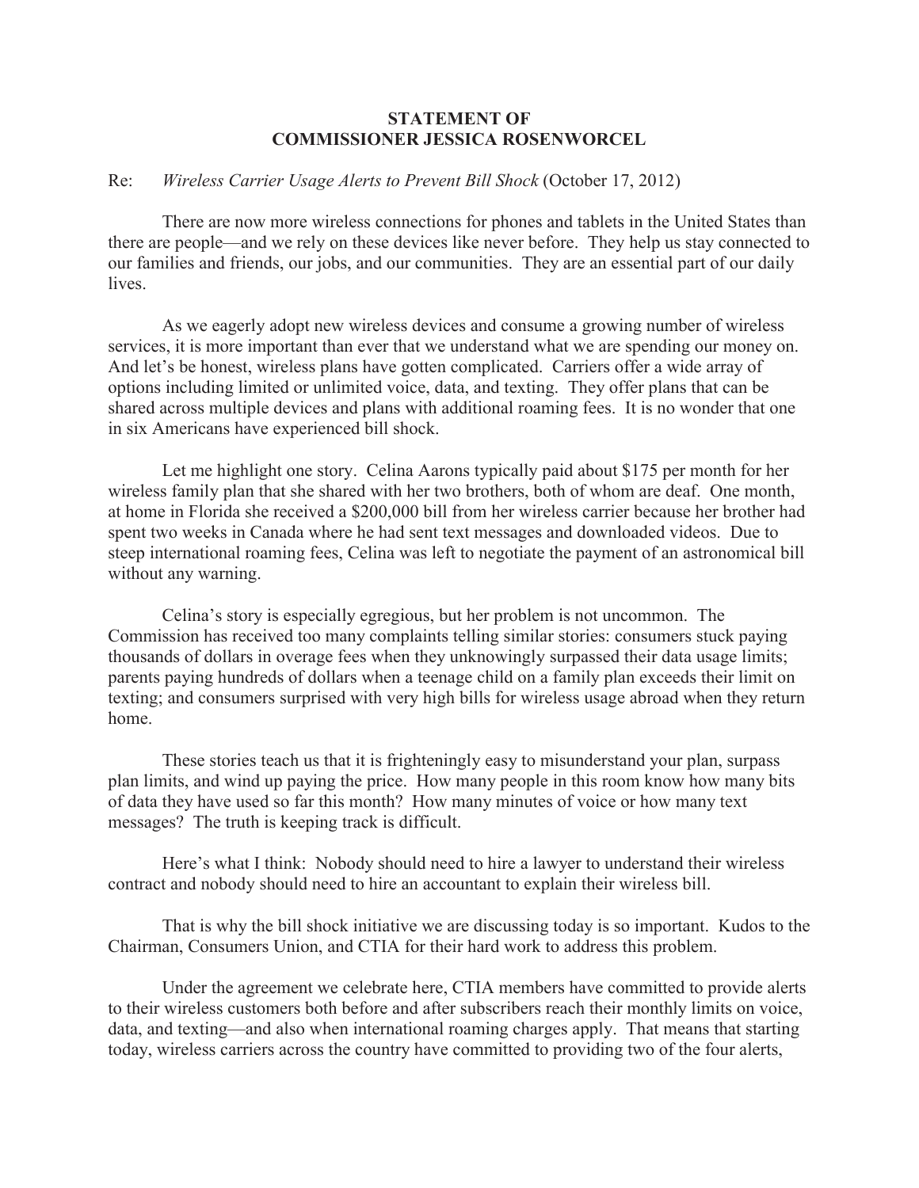**STATEMENT OF**
**COMMISSIONER JESSICA ROSENWORCEL**

Re: *Wireless Carrier Usage Alerts to Prevent Bill Shock* (October 17, 2012)

There are now more wireless connections for phones and tablets in the United States than there are people—and we rely on these devices like never before. They help us stay connected to our families and friends, our jobs, and our communities. They are an essential part of our daily lives.

As we eagerly adopt new wireless devices and consume a growing number of wireless services, it is more important than ever that we understand what we are spending our money on. And let's be honest, wireless plans have gotten complicated. Carriers offer a wide array of options including limited or unlimited voice, data, and texting. They offer plans that can be shared across multiple devices and plans with additional roaming fees. It is no wonder that one in six Americans have experienced bill shock.

Let me highlight one story. Celina Aarons typically paid about $175 per month for her wireless family plan that she shared with her two brothers, both of whom are deaf. One month, at home in Florida she received a $200,000 bill from her wireless carrier because her brother had spent two weeks in Canada where he had sent text messages and downloaded videos. Due to steep international roaming fees, Celina was left to negotiate the payment of an astronomical bill without any warning.

Celina's story is especially egregious, but her problem is not uncommon. The Commission has received too many complaints telling similar stories: consumers stuck paying thousands of dollars in overage fees when they unknowingly surpassed their data usage limits; parents paying hundreds of dollars when a teenage child on a family plan exceeds their limit on texting; and consumers surprised with very high bills for wireless usage abroad when they return home.

These stories teach us that it is frighteningly easy to misunderstand your plan, surpass plan limits, and wind up paying the price. How many people in this room know how many bits of data they have used so far this month? How many minutes of voice or how many text messages? The truth is keeping track is difficult.

Here's what I think: Nobody should need to hire a lawyer to understand their wireless contract and nobody should need to hire an accountant to explain their wireless bill.

That is why the bill shock initiative we are discussing today is so important. Kudos to the Chairman, Consumers Union, and CTIA for their hard work to address this problem.

Under the agreement we celebrate here, CTIA members have committed to provide alerts to their wireless customers both before and after subscribers reach their monthly limits on voice, data, and texting—and also when international roaming charges apply. That means that starting today, wireless carriers across the country have committed to providing two of the four alerts,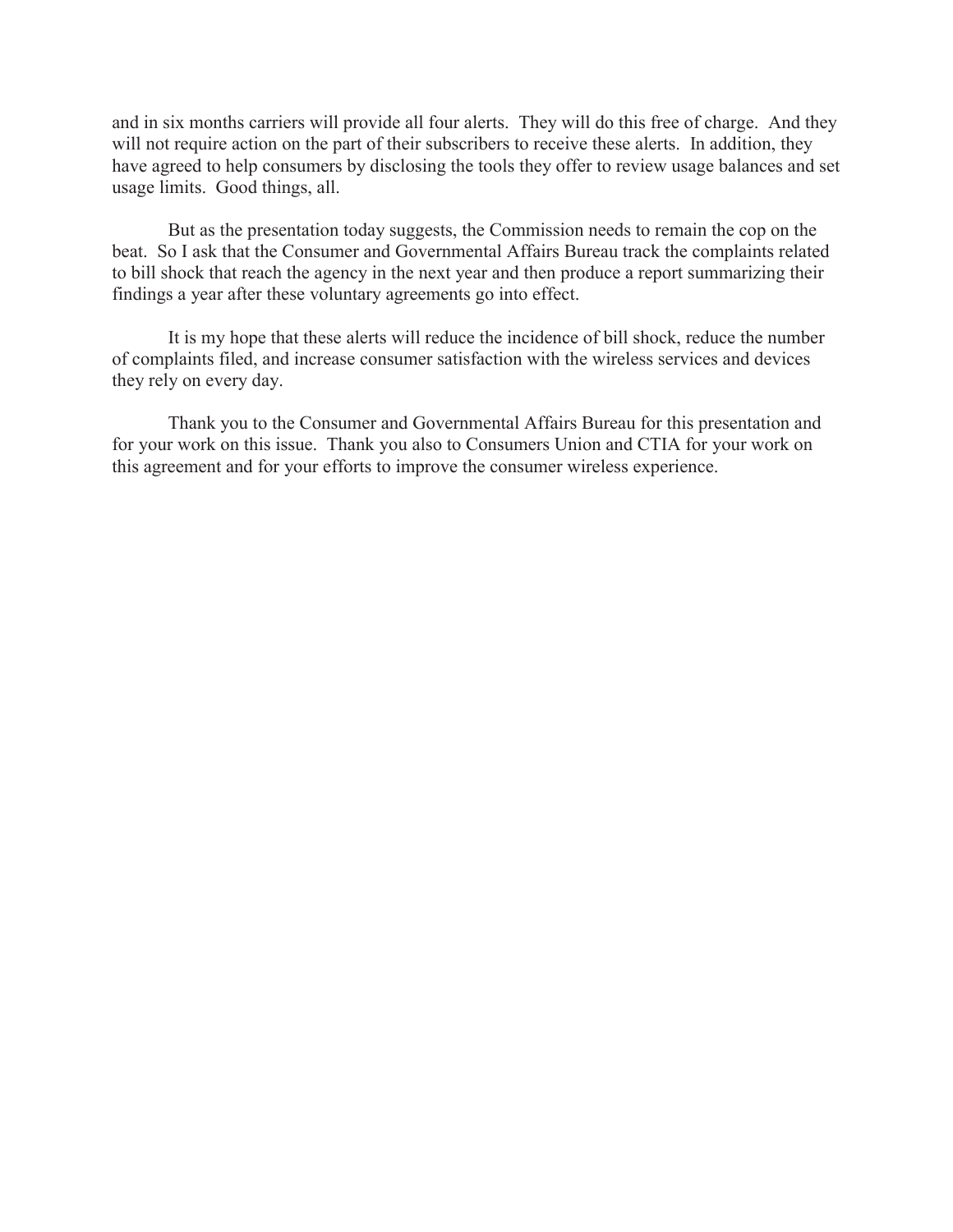and in six months carriers will provide all four alerts. They will do this free of charge. And they will not require action on the part of their subscribers to receive these alerts. In addition, they have agreed to help consumers by disclosing the tools they offer to review usage balances and set usage limits. Good things, all.

But as the presentation today suggests, the Commission needs to remain the cop on the beat. So I ask that the Consumer and Governmental Affairs Bureau track the complaints related to bill shock that reach the agency in the next year and then produce a report summarizing their findings a year after these voluntary agreements go into effect.

It is my hope that these alerts will reduce the incidence of bill shock, reduce the number of complaints filed, and increase consumer satisfaction with the wireless services and devices they rely on every day.

Thank you to the Consumer and Governmental Affairs Bureau for this presentation and for your work on this issue. Thank you also to Consumers Union and CTIA for your work on this agreement and for your efforts to improve the consumer wireless experience.